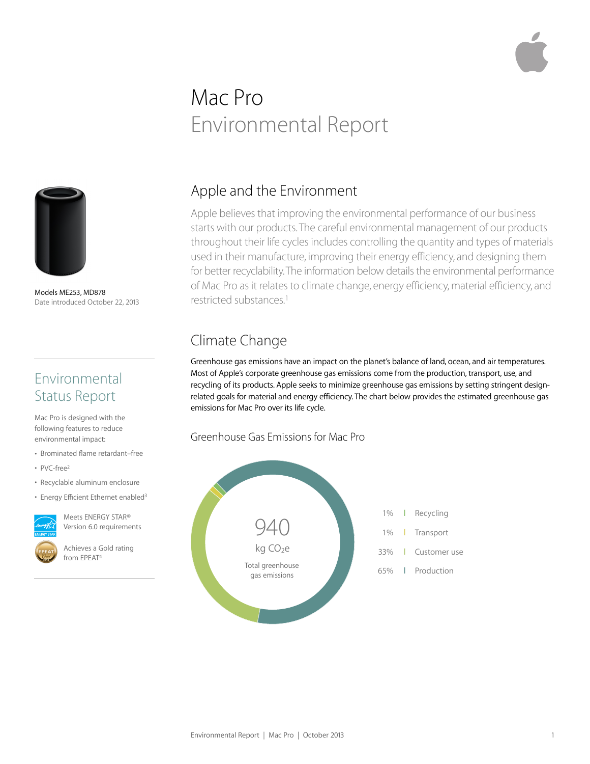# Mac Pro
## Environmental Report

Models ME253, MD878
Date introduced October 22, 2013

## Environmental Status Report

Mac Pro is designed with the following features to reduce environmental impact:

- Brominated flame retardant–free
- PVC-free[2]
- Recyclable aluminum enclosure
- Energy Efficient Ethernet enabled[3]

Meets ENERGY STAR® Version 6.0 requirements

Achieves a Gold rating from EPEAT[4]

## Apple and the Environment

Apple believes that improving the environmental performance of our business starts with our products. The careful environmental management of our products throughout their life cycles includes controlling the quantity and types of materials used in their manufacture, improving their energy efficiency, and designing them for better recyclability. The information below details the environmental performance of Mac Pro as it relates to climate change, energy efficiency, material efficiency, and restricted substances.[1]

## Climate Change

Greenhouse gas emissions have an impact on the planet's balance of land, ocean, and air temperatures. Most of Apple's corporate greenhouse gas emissions come from the production, transport, use, and recycling of its products. Apple seeks to minimize greenhouse gas emissions by setting stringent design-related goals for material and energy efficiency. The chart below provides the estimated greenhouse gas emissions for Mac Pro over its life cycle.

### Greenhouse Gas Emissions for Mac Pro

940 kg $CO_2e$
Total greenhouse gas emissions

| Share | Category |
|---|---|
| 1% | Recycling |
| 1% | Transport |
| 33% | Customer use |
| 65% | Production |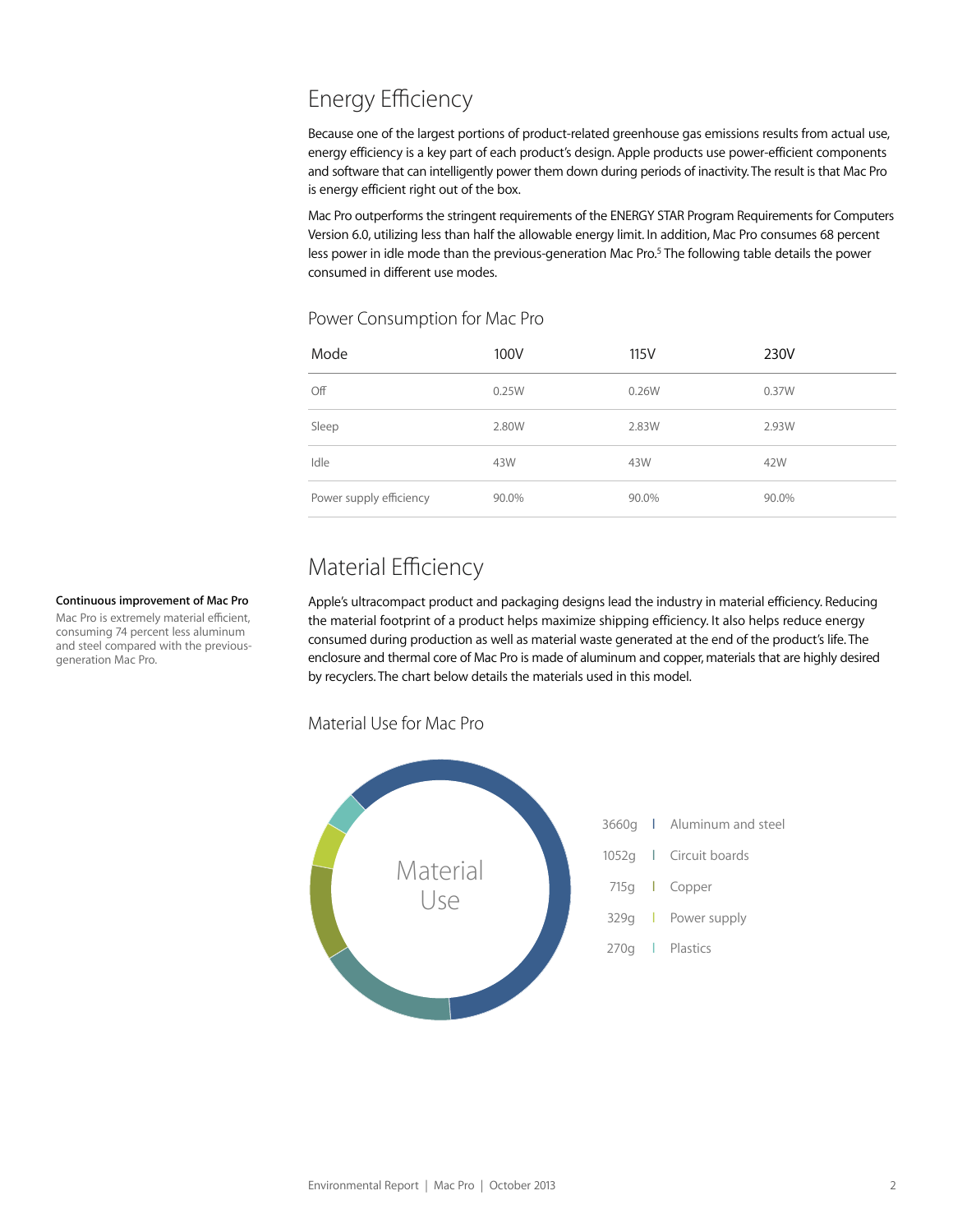## Energy Efficiency

Because one of the largest portions of product-related greenhouse gas emissions results from actual use, energy efficiency is a key part of each product's design. Apple products use power-efficient components and software that can intelligently power them down during periods of inactivity. The result is that Mac Pro is energy efficient right out of the box.

Mac Pro outperforms the stringent requirements of the ENERGY STAR Program Requirements for Computers Version 6.0, utilizing less than half the allowable energy limit. In addition, Mac Pro consumes 68 percent less power in idle mode than the previous-generation Mac Pro.[5] The following table details the power consumed in different use modes.

### Power Consumption for Mac Pro

| Mode | 100V | 115V | 230V |
|---|---|---|---|
| Off | 0.25W | 0.26W | 0.37W |
| Sleep | 2.80W | 2.83W | 2.93W |
| Idle | 43W | 43W | 42W |
| Power supply efficiency | 90.0% | 90.0% | 90.0% |

## Material Efficiency

**Continuous improvement of Mac Pro**

Mac Pro is extremely material efficient, consuming 74 percent less aluminum and steel compared with the previous-generation Mac Pro.

Apple's ultracompact product and packaging designs lead the industry in material efficiency. Reducing the material footprint of a product helps maximize shipping efficiency. It also helps reduce energy consumed during production as well as material waste generated at the end of the product's life. The enclosure and thermal core of Mac Pro is made of aluminum and copper, materials that are highly desired by recyclers. The chart below details the materials used in this model.

### Material Use for Mac Pro

Material Use

| Weight | Material |
|---|---|
| 3660g | Aluminum and steel |
| 1052g | Circuit boards |
| 715g | Copper |
| 329g | Power supply |
| 270g | Plastics |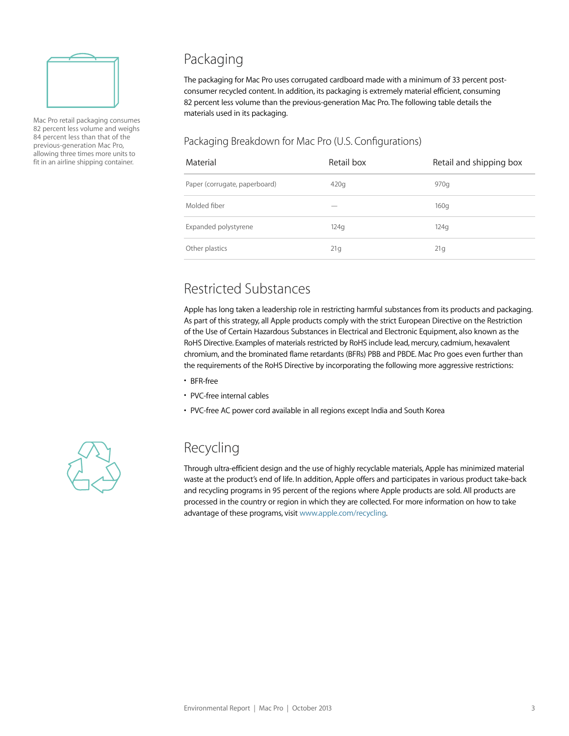Mac Pro retail packaging consumes 82 percent less volume and weighs 84 percent less than that of the previous-generation Mac Pro, allowing three times more units to fit in an airline shipping container.

## Packaging

The packaging for Mac Pro uses corrugated cardboard made with a minimum of 33 percent post-consumer recycled content. In addition, its packaging is extremely material efficient, consuming 82 percent less volume than the previous-generation Mac Pro. The following table details the materials used in its packaging.

### Packaging Breakdown for Mac Pro (U.S. Configurations)

| Material | Retail box | Retail and shipping box |
| --- | --- | --- |
| Paper (corrugate, paperboard) | 420g | 970g |
| Molded fiber | — | 160g |
| Expanded polystyrene | 124g | 124g |
| Other plastics | 21g | 21g |

## Restricted Substances

Apple has long taken a leadership role in restricting harmful substances from its products and packaging. As part of this strategy, all Apple products comply with the strict European Directive on the Restriction of the Use of Certain Hazardous Substances in Electrical and Electronic Equipment, also known as the RoHS Directive. Examples of materials restricted by RoHS include lead, mercury, cadmium, hexavalent chromium, and the brominated flame retardants (BFRs) PBB and PBDE. Mac Pro goes even further than the requirements of the RoHS Directive by incorporating the following more aggressive restrictions:

- BFR-free
- PVC-free internal cables
- PVC-free AC power cord available in all regions except India and South Korea

## Recycling

Through ultra-efficient design and the use of highly recyclable materials, Apple has minimized material waste at the product's end of life. In addition, Apple offers and participates in various product take-back and recycling programs in 95 percent of the regions where Apple products are sold. All products are processed in the country or region in which they are collected. For more information on how to take advantage of these programs, visit www.apple.com/recycling.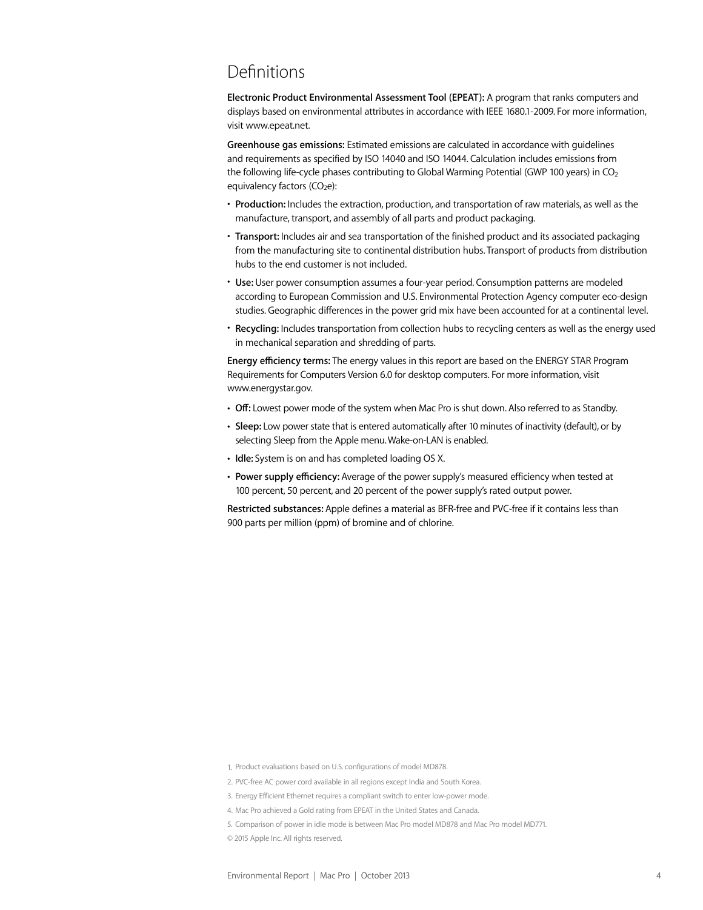# Definitions

**Electronic Product Environmental Assessment Tool (EPEAT):** A program that ranks computers and displays based on environmental attributes in accordance with IEEE 1680.1-2009. For more information, visit www.epeat.net.

**Greenhouse gas emissions:** Estimated emissions are calculated in accordance with guidelines and requirements as specified by ISO 14040 and ISO 14044. Calculation includes emissions from the following life-cycle phases contributing to Global Warming Potential (GWP 100 years) in $CO_2$ equivalency factors ($CO_2e$):

- **Production:** Includes the extraction, production, and transportation of raw materials, as well as the manufacture, transport, and assembly of all parts and product packaging.
- **Transport:** Includes air and sea transportation of the finished product and its associated packaging from the manufacturing site to continental distribution hubs. Transport of products from distribution hubs to the end customer is not included.
- **Use:** User power consumption assumes a four-year period. Consumption patterns are modeled according to European Commission and U.S. Environmental Protection Agency computer eco-design studies. Geographic differences in the power grid mix have been accounted for at a continental level.
- **Recycling:** Includes transportation from collection hubs to recycling centers as well as the energy used in mechanical separation and shredding of parts.

**Energy efficiency terms:** The energy values in this report are based on the ENERGY STAR Program Requirements for Computers Version 6.0 for desktop computers. For more information, visit www.energystar.gov.

- **Off:** Lowest power mode of the system when Mac Pro is shut down. Also referred to as Standby.
- **Sleep:** Low power state that is entered automatically after 10 minutes of inactivity (default), or by selecting Sleep from the Apple menu. Wake-on-LAN is enabled.
- **Idle:** System is on and has completed loading OS X.
- **Power supply efficiency:** Average of the power supply's measured efficiency when tested at 100 percent, 50 percent, and 20 percent of the power supply's rated output power.

**Restricted substances:** Apple defines a material as BFR-free and PVC-free if it contains less than 900 parts per million (ppm) of bromine and of chlorine.

1. Product evaluations based on U.S. configurations of model MD878.
2. PVC-free AC power cord available in all regions except India and South Korea.
3. Energy Efficient Ethernet requires a compliant switch to enter low-power mode.
4. Mac Pro achieved a Gold rating from EPEAT in the United States and Canada.
5. Comparison of power in idle mode is between Mac Pro model MD878 and Mac Pro model MD771.

© 2015 Apple Inc. All rights reserved.